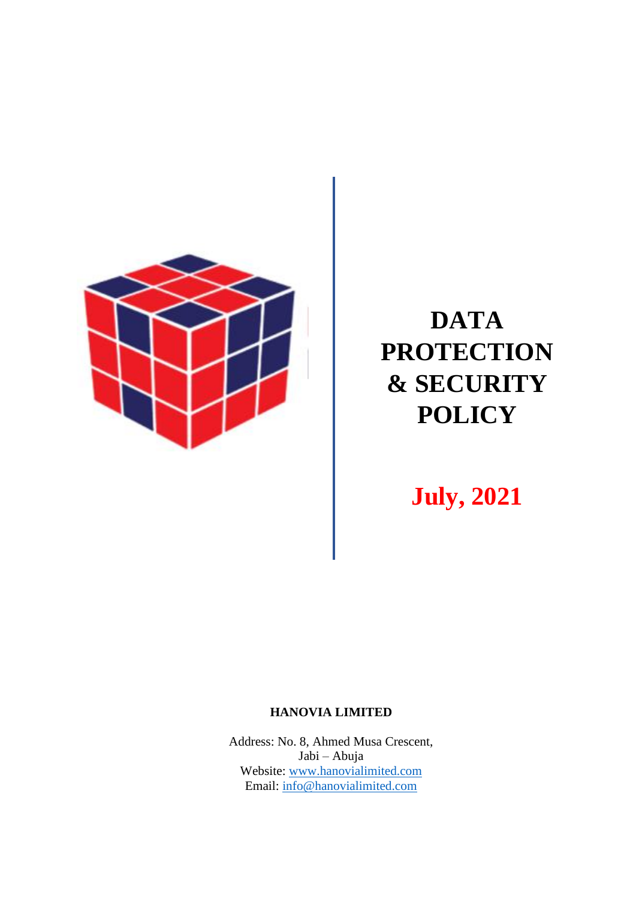# DATA PROTECTION & SECURITY POLICY

**July, 2021**

**HANOVIA LIMITED**

Address: No. 8, Ahmed Musa Crescent,
Jabi – Abuja
Website: [www.hanovialimited.com](http://www.hanovialimited.com)
Email: [info@hanovialimited.com](mailto:info@hanovialimited.com)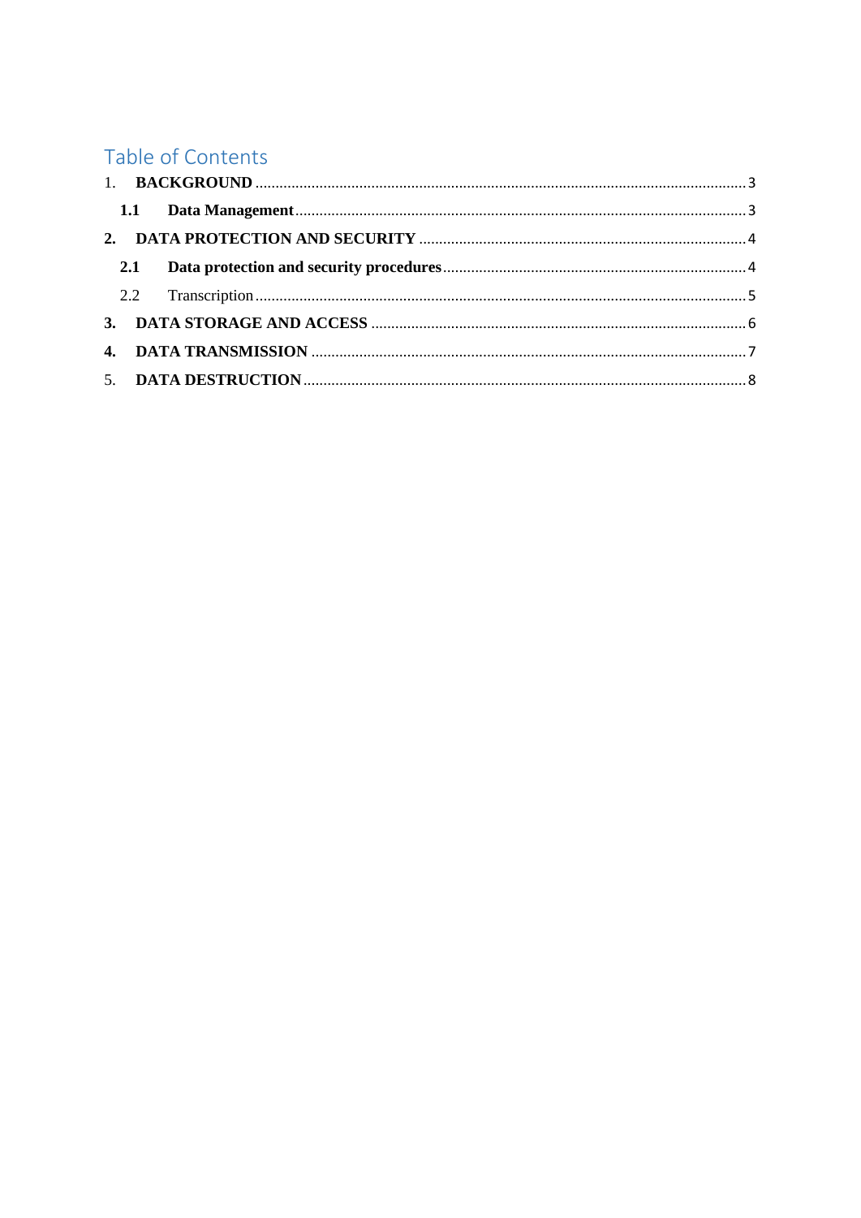## Table of Contents

1. **BACKGROUND** ..... 3
   - **1.1 Data Management** ..... 3
2. **DATA PROTECTION AND SECURITY** ..... 4
   - **2.1 Data protection and security procedures** ..... 4
   - 2.2 Transcription ..... 5
3. **DATA STORAGE AND ACCESS** ..... 6
4. **DATA TRANSMISSION** ..... 7
5. **DATA DESTRUCTION** ..... 8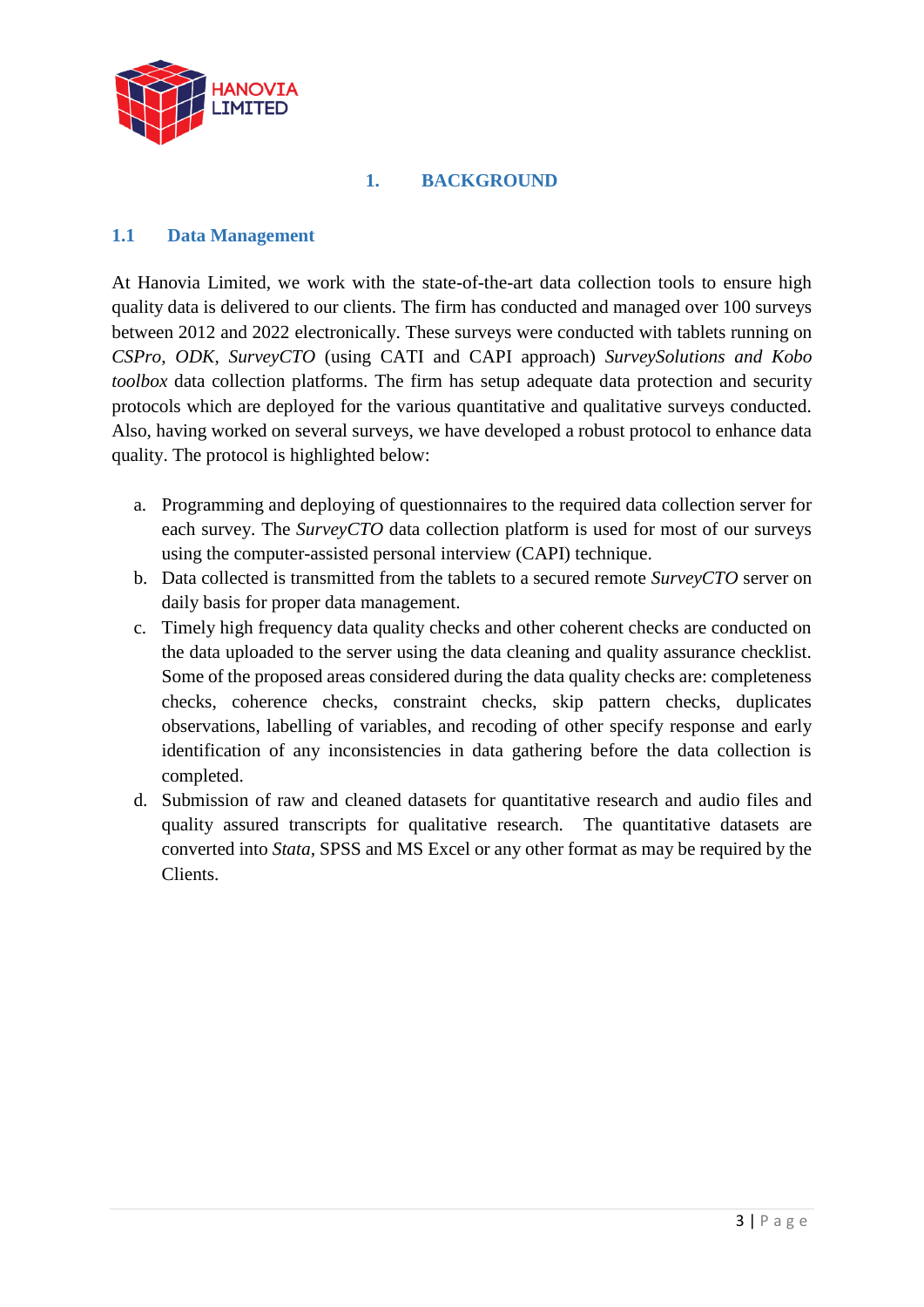# 1. BACKGROUND

## 1.1 Data Management

At Hanovia Limited, we work with the state-of-the-art data collection tools to ensure high quality data is delivered to our clients. The firm has conducted and managed over 100 surveys between 2012 and 2022 electronically. These surveys were conducted with tablets running on *CSPro*, *ODK*, *SurveyCTO* (using CATI and CAPI approach) *SurveySolutions and Kobo toolbox* data collection platforms. The firm has setup adequate data protection and security protocols which are deployed for the various quantitative and qualitative surveys conducted. Also, having worked on several surveys, we have developed a robust protocol to enhance data quality. The protocol is highlighted below:

a. Programming and deploying of questionnaires to the required data collection server for each survey. The *SurveyCTO* data collection platform is used for most of our surveys using the computer-assisted personal interview (CAPI) technique.
b. Data collected is transmitted from the tablets to a secured remote *SurveyCTO* server on daily basis for proper data management.
c. Timely high frequency data quality checks and other coherent checks are conducted on the data uploaded to the server using the data cleaning and quality assurance checklist. Some of the proposed areas considered during the data quality checks are: completeness checks, coherence checks, constraint checks, skip pattern checks, duplicates observations, labelling of variables, and recoding of other specify response and early identification of any inconsistencies in data gathering before the data collection is completed.
d. Submission of raw and cleaned datasets for quantitative research and audio files and quality assured transcripts for qualitative research. The quantitative datasets are converted into *Stata*, SPSS and MS Excel or any other format as may be required by the Clients.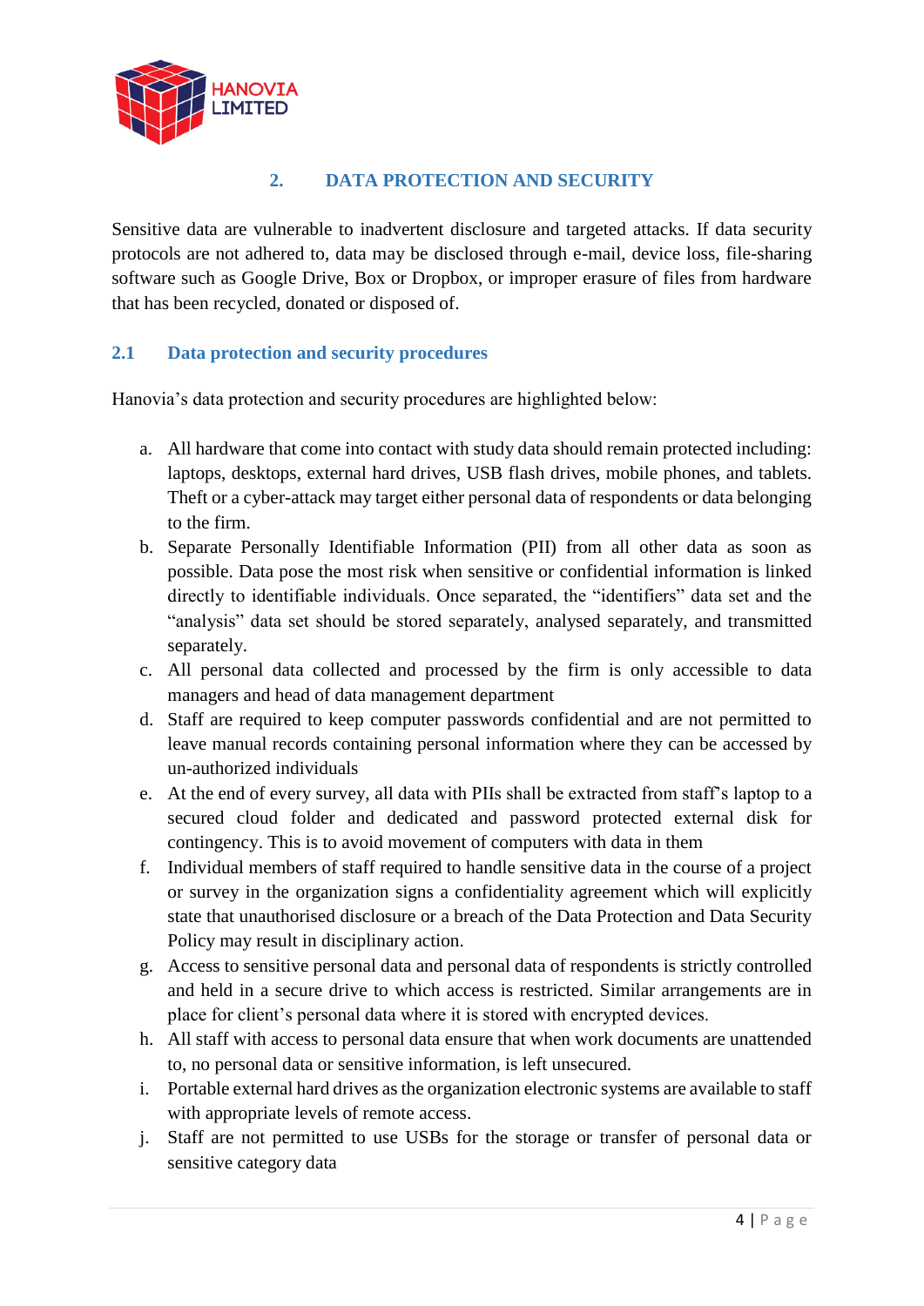## 2. DATA PROTECTION AND SECURITY

Sensitive data are vulnerable to inadvertent disclosure and targeted attacks. If data security protocols are not adhered to, data may be disclosed through e-mail, device loss, file-sharing software such as Google Drive, Box or Dropbox, or improper erasure of files from hardware that has been recycled, donated or disposed of.

### 2.1 Data protection and security procedures

Hanovia's data protection and security procedures are highlighted below:

a. All hardware that come into contact with study data should remain protected including: laptops, desktops, external hard drives, USB flash drives, mobile phones, and tablets. Theft or a cyber-attack may target either personal data of respondents or data belonging to the firm.

b. Separate Personally Identifiable Information (PII) from all other data as soon as possible. Data pose the most risk when sensitive or confidential information is linked directly to identifiable individuals. Once separated, the "identifiers" data set and the "analysis" data set should be stored separately, analysed separately, and transmitted separately.

c. All personal data collected and processed by the firm is only accessible to data managers and head of data management department

d. Staff are required to keep computer passwords confidential and are not permitted to leave manual records containing personal information where they can be accessed by un-authorized individuals

e. At the end of every survey, all data with PIIs shall be extracted from staff's laptop to a secured cloud folder and dedicated and password protected external disk for contingency. This is to avoid movement of computers with data in them

f. Individual members of staff required to handle sensitive data in the course of a project or survey in the organization signs a confidentiality agreement which will explicitly state that unauthorised disclosure or a breach of the Data Protection and Data Security Policy may result in disciplinary action.

g. Access to sensitive personal data and personal data of respondents is strictly controlled and held in a secure drive to which access is restricted. Similar arrangements are in place for client's personal data where it is stored with encrypted devices.

h. All staff with access to personal data ensure that when work documents are unattended to, no personal data or sensitive information, is left unsecured.

i. Portable external hard drives as the organization electronic systems are available to staff with appropriate levels of remote access.

j. Staff are not permitted to use USBs for the storage or transfer of personal data or sensitive category data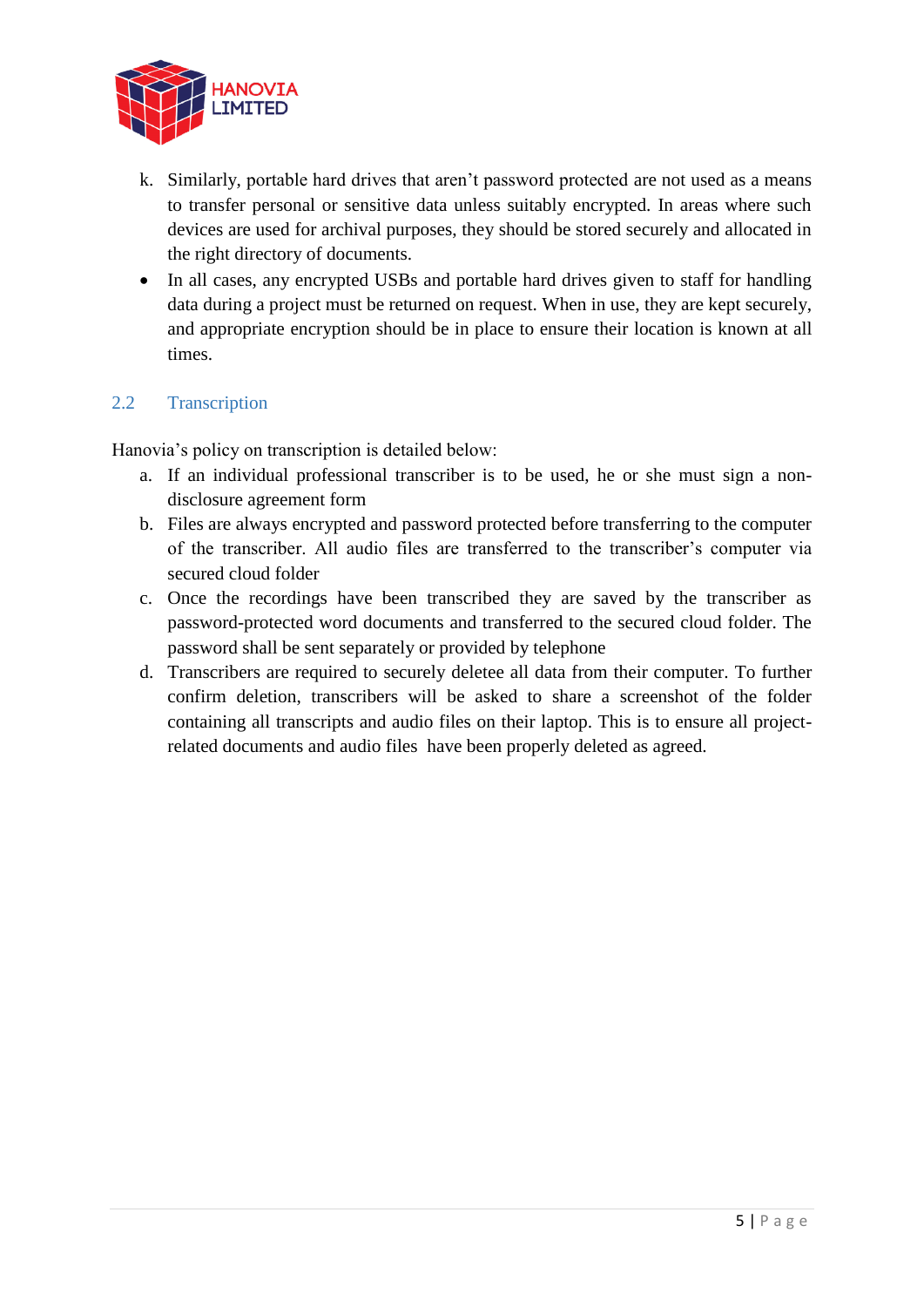k. Similarly, portable hard drives that aren't password protected are not used as a means to transfer personal or sensitive data unless suitably encrypted. In areas where such devices are used for archival purposes, they should be stored securely and allocated in the right directory of documents.

- In all cases, any encrypted USBs and portable hard drives given to staff for handling data during a project must be returned on request. When in use, they are kept securely, and appropriate encryption should be in place to ensure their location is known at all times.

## 2.2 Transcription

Hanovia's policy on transcription is detailed below:

a. If an individual professional transcriber is to be used, he or she must sign a non-disclosure agreement form

b. Files are always encrypted and password protected before transferring to the computer of the transcriber. All audio files are transferred to the transcriber's computer via secured cloud folder

c. Once the recordings have been transcribed they are saved by the transcriber as password-protected word documents and transferred to the secured cloud folder. The password shall be sent separately or provided by telephone

d. Transcribers are required to securely deletee all data from their computer. To further confirm deletion, transcribers will be asked to share a screenshot of the folder containing all transcripts and audio files on their laptop. This is to ensure all project-related documents and audio files have been properly deleted as agreed.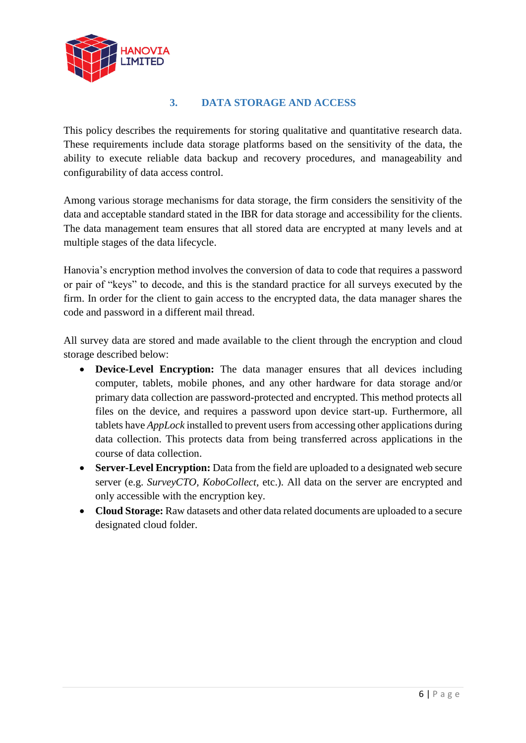## 3. DATA STORAGE AND ACCESS

This policy describes the requirements for storing qualitative and quantitative research data. These requirements include data storage platforms based on the sensitivity of the data, the ability to execute reliable data backup and recovery procedures, and manageability and configurability of data access control.

Among various storage mechanisms for data storage, the firm considers the sensitivity of the data and acceptable standard stated in the IBR for data storage and accessibility for the clients. The data management team ensures that all stored data are encrypted at many levels and at multiple stages of the data lifecycle.

Hanovia's encryption method involves the conversion of data to code that requires a password or pair of "keys" to decode, and this is the standard practice for all surveys executed by the firm. In order for the client to gain access to the encrypted data, the data manager shares the code and password in a different mail thread.

All survey data are stored and made available to the client through the encryption and cloud storage described below:

- **Device-Level Encryption:** The data manager ensures that all devices including computer, tablets, mobile phones, and any other hardware for data storage and/or primary data collection are password-protected and encrypted. This method protects all files on the device, and requires a password upon device start-up. Furthermore, all tablets have *AppLock* installed to prevent users from accessing other applications during data collection. This protects data from being transferred across applications in the course of data collection.
- **Server-Level Encryption:** Data from the field are uploaded to a designated web secure server (e.g. *SurveyCTO*, *KoboCollect*, etc.). All data on the server are encrypted and only accessible with the encryption key.
- **Cloud Storage:** Raw datasets and other data related documents are uploaded to a secure designated cloud folder.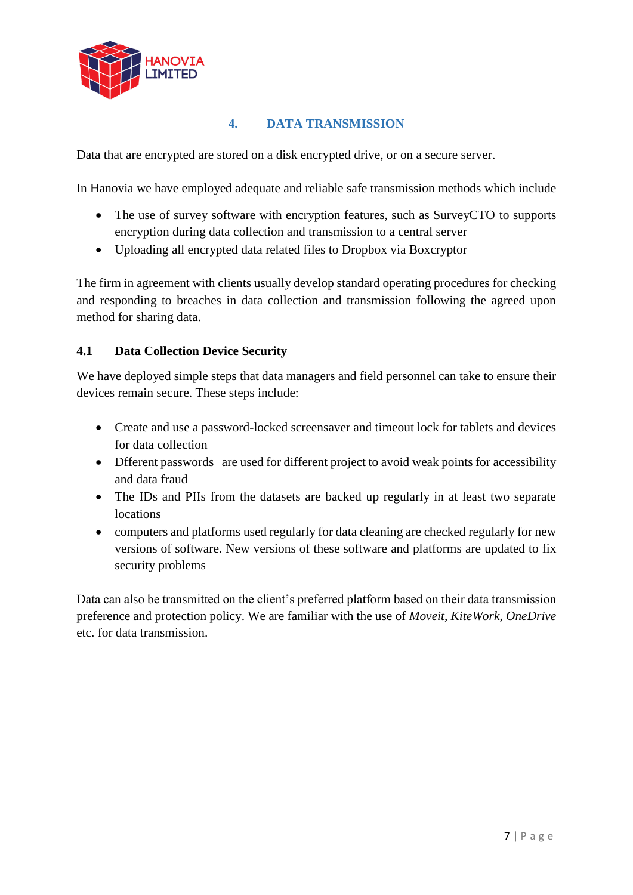## 4. DATA TRANSMISSION

Data that are encrypted are stored on a disk encrypted drive, or on a secure server.

In Hanovia we have employed adequate and reliable safe transmission methods which include

- The use of survey software with encryption features, such as SurveyCTO to supports encryption during data collection and transmission to a central server
- Uploading all encrypted data related files to Dropbox via Boxcryptor

The firm in agreement with clients usually develop standard operating procedures for checking and responding to breaches in data collection and transmission following the agreed upon method for sharing data.

### 4.1 Data Collection Device Security

We have deployed simple steps that data managers and field personnel can take to ensure their devices remain secure. These steps include:

- Create and use a password-locked screensaver and timeout lock for tablets and devices for data collection
- Dfferent passwords are used for different project to avoid weak points for accessibility and data fraud
- The IDs and PIIs from the datasets are backed up regularly in at least two separate locations
- computers and platforms used regularly for data cleaning are checked regularly for new versions of software. New versions of these software and platforms are updated to fix security problems

Data can also be transmitted on the client's preferred platform based on their data transmission preference and protection policy. We are familiar with the use of *Moveit*, *KiteWork*, *OneDrive* etc. for data transmission.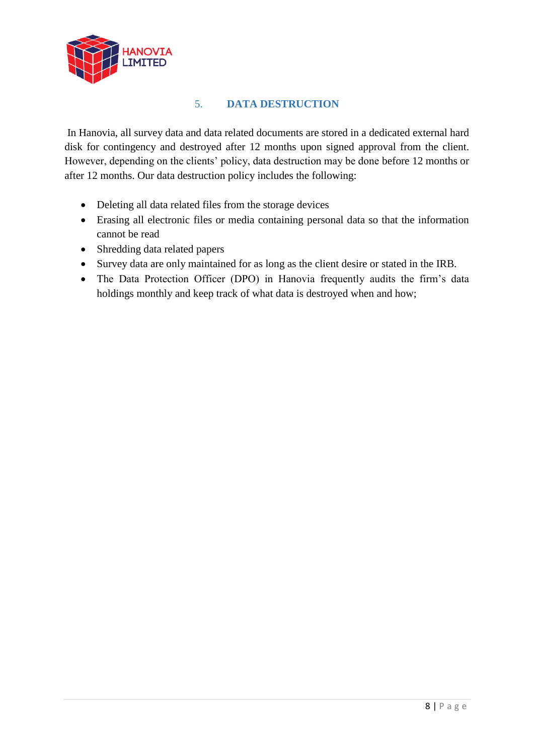## 5. DATA DESTRUCTION

In Hanovia, all survey data and data related documents are stored in a dedicated external hard disk for contingency and destroyed after 12 months upon signed approval from the client. However, depending on the clients' policy, data destruction may be done before 12 months or after 12 months. Our data destruction policy includes the following:

- Deleting all data related files from the storage devices
- Erasing all electronic files or media containing personal data so that the information cannot be read
- Shredding data related papers
- Survey data are only maintained for as long as the client desire or stated in the IRB.
- The Data Protection Officer (DPO) in Hanovia frequently audits the firm's data holdings monthly and keep track of what data is destroyed when and how;